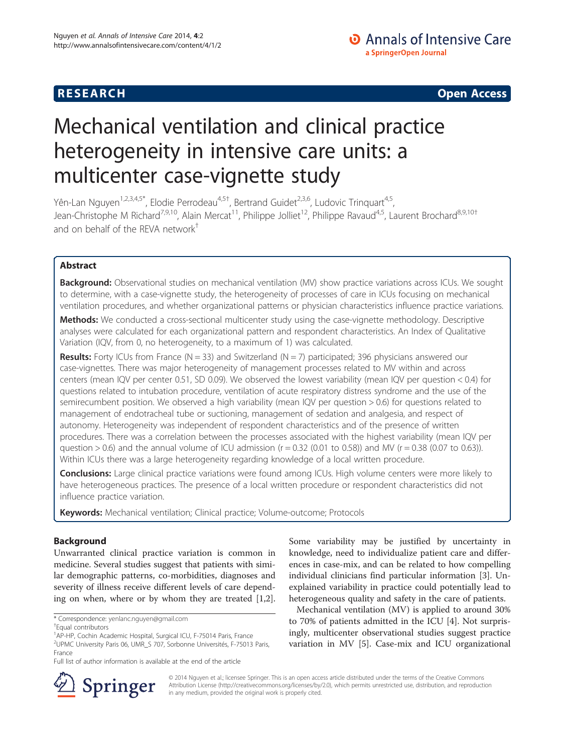RESEARCH **Open Access**

# Mechanical ventilation and clinical practice heterogeneity in intensive care units: a multicenter case-vignette study

Yên-Lan Nguyen[1,2,3,4,5*], Elodie Perrodeau[4,5†], Bertrand Guidet[2,3,6], Ludovic Trinquart[4,5], Jean-Christophe M Richard[7,9,10], Alain Mercat[11], Philippe Jolliet[12], Philippe Ravaud[4,5], Laurent Brochard[8,9,10†] and on behalf of the REVA network[†]

## Abstract

**Background:** Observational studies on mechanical ventilation (MV) show practice variations across ICUs. We sought to determine, with a case-vignette study, the heterogeneity of processes of care in ICUs focusing on mechanical ventilation procedures, and whether organizational patterns or physician characteristics influence practice variations.

**Methods:** We conducted a cross-sectional multicenter study using the case-vignette methodology. Descriptive analyses were calculated for each organizational pattern and respondent characteristics. An Index of Qualitative Variation (IQV, from 0, no heterogeneity, to a maximum of 1) was calculated.

**Results:** Forty ICUs from France (N = 33) and Switzerland (N = 7) participated; 396 physicians answered our case-vignettes. There was major heterogeneity of management processes related to MV within and across centers (mean IQV per center 0.51, SD 0.09). We observed the lowest variability (mean IQV per question < 0.4) for questions related to intubation procedure, ventilation of acute respiratory distress syndrome and the use of the semirecumbent position. We observed a high variability (mean IQV per question > 0.6) for questions related to management of endotracheal tube or suctioning, management of sedation and analgesia, and respect of autonomy. Heterogeneity was independent of respondent characteristics and of the presence of written procedures. There was a correlation between the processes associated with the highest variability (mean IQV per question > 0.6) and the annual volume of ICU admission (r = 0.32 (0.01 to 0.58)) and MV (r = 0.38 (0.07 to 0.63)). Within ICUs there was a large heterogeneity regarding knowledge of a local written procedure.

**Conclusions:** Large clinical practice variations were found among ICUs. High volume centers were more likely to have heterogeneous practices. The presence of a local written procedure or respondent characteristics did not influence practice variation.

**Keywords:** Mechanical ventilation; Clinical practice; Volume-outcome; Protocols

## Background

Unwarranted clinical practice variation is common in medicine. Several studies suggest that patients with similar demographic patterns, co-morbidities, diagnoses and severity of illness receive different levels of care depending on when, where or by whom they are treated [1,2]. Some variability may be justified by uncertainty in knowledge, need to individualize patient care and differences in case-mix, and can be related to how compelling individual clinicians find particular information [3]. Unexplained variability in practice could potentially lead to heterogeneous quality and safety in the care of patients.

Mechanical ventilation (MV) is applied to around 30% to 70% of patients admitted in the ICU [4]. Not surprisingly, multicenter observational studies suggest practice variation in MV [5]. Case-mix and ICU organizational

\* Correspondence: yenlanc.nguyen@gmail.com
†Equal contributors
[1]AP-HP, Cochin Academic Hospital, Surgical ICU, F-75014 Paris, France
[2]UPMC University Paris 06, UMR_S 707, Sorbonne Universités, F-75013 Paris, France
Full list of author information is available at the end of the article

© 2014 Nguyen et al.; licensee Springer. This is an open access article distributed under the terms of the Creative Commons Attribution License (http://creativecommons.org/licenses/by/2.0), which permits unrestricted use, distribution, and reproduction in any medium, provided the original work is properly cited.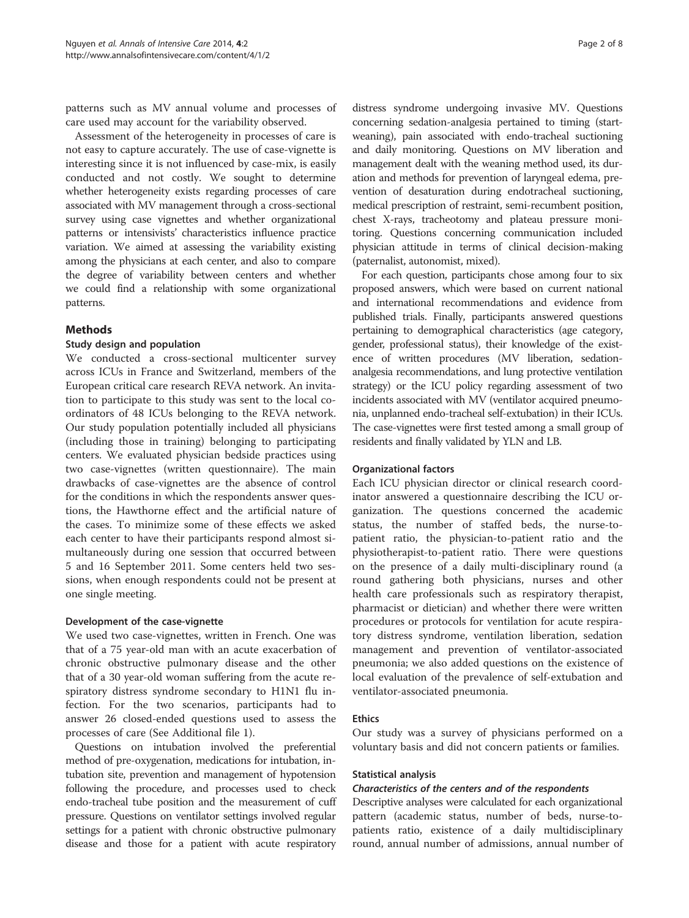patterns such as MV annual volume and processes of care used may account for the variability observed.

Assessment of the heterogeneity in processes of care is not easy to capture accurately. The use of case-vignette is interesting since it is not influenced by case-mix, is easily conducted and not costly. We sought to determine whether heterogeneity exists regarding processes of care associated with MV management through a cross-sectional survey using case vignettes and whether organizational patterns or intensivists' characteristics influence practice variation. We aimed at assessing the variability existing among the physicians at each center, and also to compare the degree of variability between centers and whether we could find a relationship with some organizational patterns.

## Methods

### Study design and population

We conducted a cross-sectional multicenter survey across ICUs in France and Switzerland, members of the European critical care research REVA network. An invitation to participate to this study was sent to the local coordinators of 48 ICUs belonging to the REVA network. Our study population potentially included all physicians (including those in training) belonging to participating centers. We evaluated physician bedside practices using two case-vignettes (written questionnaire). The main drawbacks of case-vignettes are the absence of control for the conditions in which the respondents answer questions, the Hawthorne effect and the artificial nature of the cases. To minimize some of these effects we asked each center to have their participants respond almost simultaneously during one session that occurred between 5 and 16 September 2011. Some centers held two sessions, when enough respondents could not be present at one single meeting.

### Development of the case-vignette

We used two case-vignettes, written in French. One was that of a 75 year-old man with an acute exacerbation of chronic obstructive pulmonary disease and the other that of a 30 year-old woman suffering from the acute respiratory distress syndrome secondary to H1N1 flu infection. For the two scenarios, participants had to answer 26 closed-ended questions used to assess the processes of care (See Additional file 1).

Questions on intubation involved the preferential method of pre-oxygenation, medications for intubation, intubation site, prevention and management of hypotension following the procedure, and processes used to check endo-tracheal tube position and the measurement of cuff pressure. Questions on ventilator settings involved regular settings for a patient with chronic obstructive pulmonary disease and those for a patient with acute respiratory distress syndrome undergoing invasive MV. Questions concerning sedation-analgesia pertained to timing (start-weaning), pain associated with endo-tracheal suctioning and daily monitoring. Questions on MV liberation and management dealt with the weaning method used, its duration and methods for prevention of laryngeal edema, prevention of desaturation during endotracheal suctioning, medical prescription of restraint, semi-recumbent position, chest X-rays, tracheotomy and plateau pressure monitoring. Questions concerning communication included physician attitude in terms of clinical decision-making (paternalist, autonomist, mixed).

For each question, participants chose among four to six proposed answers, which were based on current national and international recommendations and evidence from published trials. Finally, participants answered questions pertaining to demographical characteristics (age category, gender, professional status), their knowledge of the existence of written procedures (MV liberation, sedation-analgesia recommendations, and lung protective ventilation strategy) or the ICU policy regarding assessment of two incidents associated with MV (ventilator acquired pneumonia, unplanned endo-tracheal self-extubation) in their ICUs. The case-vignettes were first tested among a small group of residents and finally validated by YLN and LB.

### Organizational factors

Each ICU physician director or clinical research coordinator answered a questionnaire describing the ICU organization. The questions concerned the academic status, the number of staffed beds, the nurse-to-patient ratio, the physician-to-patient ratio and the physiotherapist-to-patient ratio. There were questions on the presence of a daily multi-disciplinary round (a round gathering both physicians, nurses and other health care professionals such as respiratory therapist, pharmacist or dietician) and whether there were written procedures or protocols for ventilation for acute respiratory distress syndrome, ventilation liberation, sedation management and prevention of ventilator-associated pneumonia; we also added questions on the existence of local evaluation of the prevalence of self-extubation and ventilator-associated pneumonia.

### Ethics

Our study was a survey of physicians performed on a voluntary basis and did not concern patients or families.

### Statistical analysis

#### *Characteristics of the centers and of the respondents*

Descriptive analyses were calculated for each organizational pattern (academic status, number of beds, nurse-to-patients ratio, existence of a daily multidisciplinary round, annual number of admissions, annual number of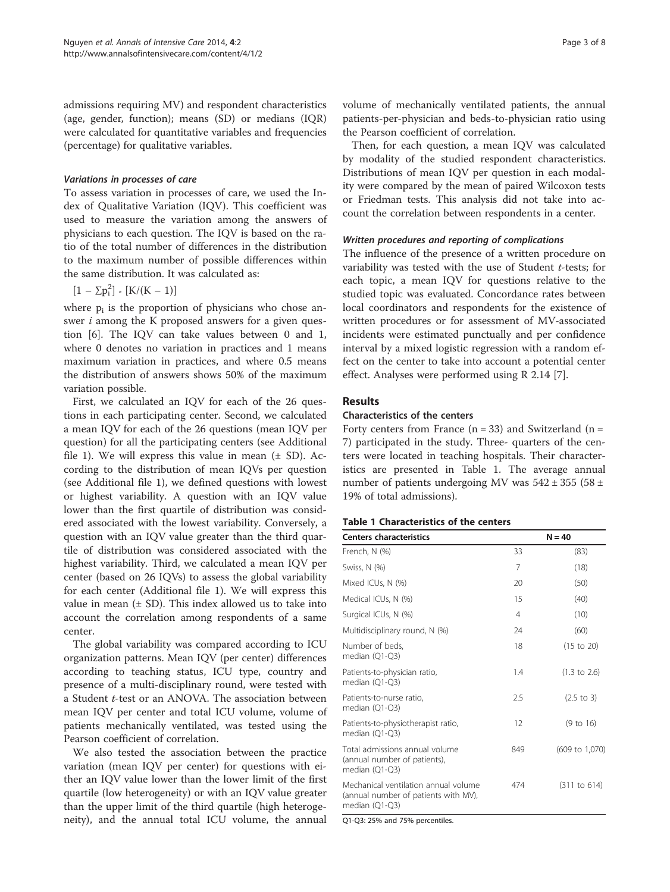admissions requiring MV) and respondent characteristics (age, gender, function); means (SD) or medians (IQR) were calculated for quantitative variables and frequencies (percentage) for qualitative variables.

#### *Variations in processes of care*

To assess variation in processes of care, we used the Index of Qualitative Variation (IQV). This coefficient was used to measure the variation among the answers of physicians to each question. The IQV is based on the ratio of the total number of differences in the distribution to the maximum number of possible differences within the same distribution. It was calculated as:

$$[1 - \sum p_i^2] * [K/(K - 1)]$$

where $p_i$ is the proportion of physicians who chose answer $i$ among the K proposed answers for a given question [6]. The IQV can take values between 0 and 1, where 0 denotes no variation in practices and 1 means maximum variation in practices, and where 0.5 means the distribution of answers shows 50% of the maximum variation possible.

First, we calculated an IQV for each of the 26 questions in each participating center. Second, we calculated a mean IQV for each of the 26 questions (mean IQV per question) for all the participating centers (see Additional file 1). We will express this value in mean (± SD). According to the distribution of mean IQVs per question (see Additional file 1), we defined questions with lowest or highest variability. A question with an IQV value lower than the first quartile of distribution was considered associated with the lowest variability. Conversely, a question with an IQV value greater than the third quartile of distribution was considered associated with the highest variability. Third, we calculated a mean IQV per center (based on 26 IQVs) to assess the global variability for each center (Additional file 1). We will express this value in mean (± SD). This index allowed us to take into account the correlation among respondents of a same center.

The global variability was compared according to ICU organization patterns. Mean IQV (per center) differences according to teaching status, ICU type, country and presence of a multi-disciplinary round, were tested with a Student *t*-test or an ANOVA. The association between mean IQV per center and total ICU volume, volume of patients mechanically ventilated, was tested using the Pearson coefficient of correlation.

We also tested the association between the practice variation (mean IQV per center) for questions with either an IQV value lower than the lower limit of the first quartile (low heterogeneity) or with an IQV value greater than the upper limit of the third quartile (high heterogeneity), and the annual total ICU volume, the annual volume of mechanically ventilated patients, the annual patients-per-physician and beds-to-physician ratio using the Pearson coefficient of correlation.

Then, for each question, a mean IQV was calculated by modality of the studied respondent characteristics. Distributions of mean IQV per question in each modality were compared by the mean of paired Wilcoxon tests or Friedman tests. This analysis did not take into account the correlation between respondents in a center.

#### *Written procedures and reporting of complications*

The influence of the presence of a written procedure on variability was tested with the use of Student *t*-tests; for each topic, a mean IQV for questions relative to the studied topic was evaluated. Concordance rates between local coordinators and respondents for the existence of written procedures or for assessment of MV-associated incidents were estimated punctually and per confidence interval by a mixed logistic regression with a random effect on the center to take into account a potential center effect. Analyses were performed using R 2.14 [7].

## Results

### Characteristics of the centers

Forty centers from France (n = 33) and Switzerland (n = 7) participated in the study. Three- quarters of the centers were located in teaching hospitals. Their characteristics are presented in Table 1. The average annual number of patients undergoing MV was 542 ± 355 (58 ± 19% of total admissions).

**Table 1 Characteristics of the centers**

| Centers characteristics | N = 40 | |
|---|---|---|
| French, N (%) | 33 | (83) |
| Swiss, N (%) | 7 | (18) |
| Mixed ICUs, N (%) | 20 | (50) |
| Medical ICUs, N (%) | 15 | (40) |
| Surgical ICUs, N (%) | 4 | (10) |
| Multidisciplinary round, N (%) | 24 | (60) |
| Number of beds, median (Q1-Q3) | 18 | (15 to 20) |
| Patients-to-physician ratio, median (Q1-Q3) | 1.4 | (1.3 to 2.6) |
| Patients-to-nurse ratio, median (Q1-Q3) | 2.5 | (2.5 to 3) |
| Patients-to-physiotherapist ratio, median (Q1-Q3) | 12 | (9 to 16) |
| Total admissions annual volume (annual number of patients), median (Q1-Q3) | 849 | (609 to 1,070) |
| Mechanical ventilation annual volume (annual number of patients with MV), median (Q1-Q3) | 474 | (311 to 614) |

Q1-Q3: 25% and 75% percentiles.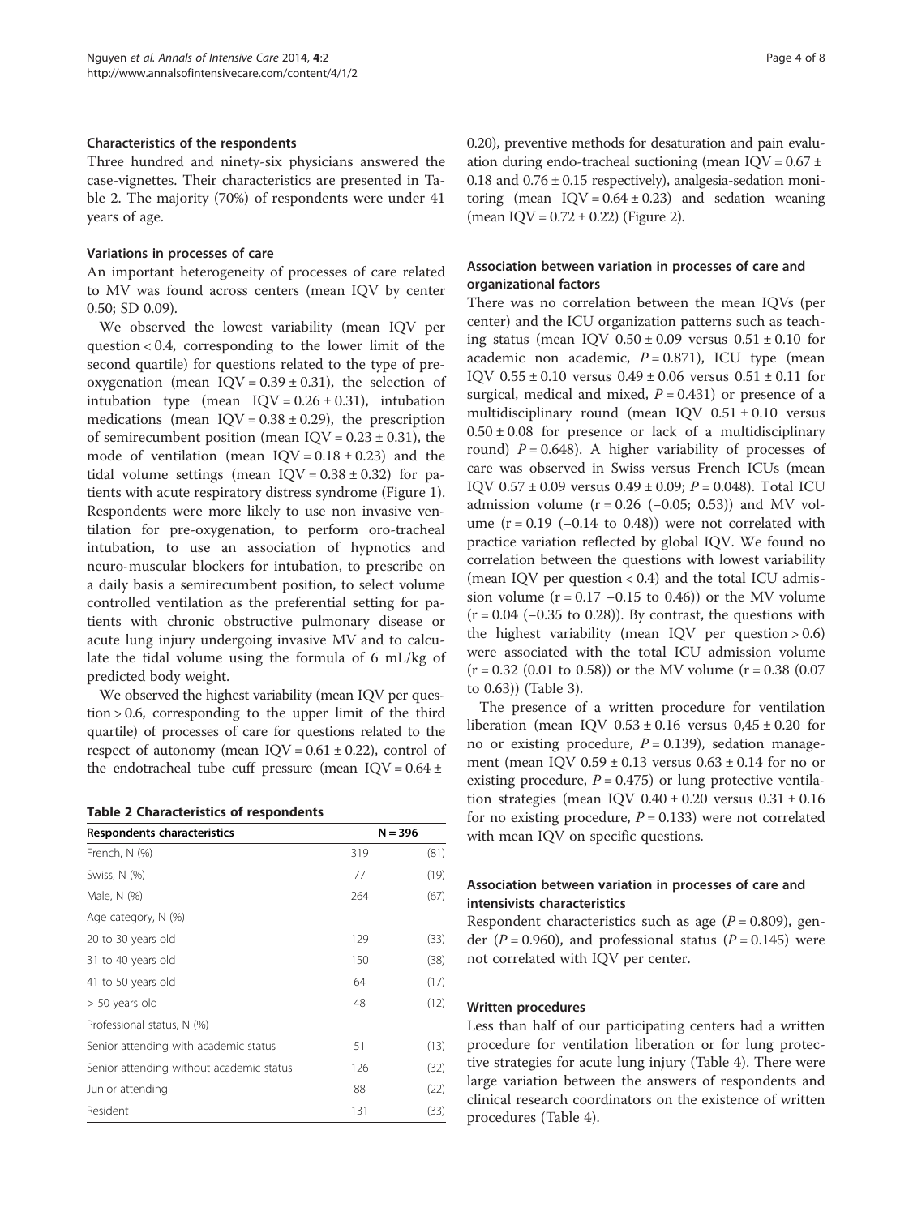### Characteristics of the respondents

Three hundred and ninety-six physicians answered the case-vignettes. Their characteristics are presented in Table 2. The majority (70%) of respondents were under 41 years of age.

### Variations in processes of care

An important heterogeneity of processes of care related to MV was found across centers (mean IQV by center 0.50; SD 0.09).

We observed the lowest variability (mean IQV per question < 0.4, corresponding to the lower limit of the second quartile) for questions related to the type of pre-oxygenation (mean IQV = 0.39 ± 0.31), the selection of intubation type (mean IQV = 0.26 ± 0.31), intubation medications (mean IQV = 0.38 ± 0.29), the prescription of semirecumbent position (mean IQV = 0.23 ± 0.31), the mode of ventilation (mean IQV = 0.18 ± 0.23) and the tidal volume settings (mean IQV = 0.38 ± 0.32) for patients with acute respiratory distress syndrome (Figure 1). Respondents were more likely to use non invasive ventilation for pre-oxygenation, to perform oro-tracheal intubation, to use an association of hypnotics and neuro-muscular blockers for intubation, to prescribe on a daily basis a semirecumbent position, to select volume controlled ventilation as the preferential setting for patients with chronic obstructive pulmonary disease or acute lung injury undergoing invasive MV and to calculate the tidal volume using the formula of 6 mL/kg of predicted body weight.

We observed the highest variability (mean IQV per question > 0.6, corresponding to the upper limit of the third quartile) of processes of care for questions related to the respect of autonomy (mean IQV = 0.61 ± 0.22), control of the endotracheal tube cuff pressure (mean IQV = 0.64 ± 0.20), preventive methods for desaturation and pain evaluation during endo-tracheal suctioning (mean IQV = 0.67 ± 0.18 and 0.76 ± 0.15 respectively), analgesia-sedation monitoring (mean IQV = 0.64 ± 0.23) and sedation weaning (mean IQV = 0.72 ± 0.22) (Figure 2).

**Table 2 Characteristics of respondents**

| Respondents characteristics | N = 396 | |
|---|---|---|
| French, N (%) | 319 | (81) |
| Swiss, N (%) | 77 | (19) |
| Male, N (%) | 264 | (67) |
| Age category, N (%) | | |
| 20 to 30 years old | 129 | (33) |
| 31 to 40 years old | 150 | (38) |
| 41 to 50 years old | 64 | (17) |
| > 50 years old | 48 | (12) |
| Professional status, N (%) | | |
| Senior attending with academic status | 51 | (13) |
| Senior attending without academic status | 126 | (32) |
| Junior attending | 88 | (22) |
| Resident | 131 | (33) |

### Association between variation in processes of care and organizational factors

There was no correlation between the mean IQVs (per center) and the ICU organization patterns such as teaching status (mean IQV 0.50 ± 0.09 versus 0.51 ± 0.10 for academic non academic, $P = 0.871$), ICU type (mean IQV 0.55 ± 0.10 versus 0.49 ± 0.06 versus 0.51 ± 0.11 for surgical, medical and mixed, $P = 0.431$) or presence of a multidisciplinary round (mean IQV 0.51 ± 0.10 versus 0.50 ± 0.08 for presence or lack of a multidisciplinary round) $P = 0.648$). A higher variability of processes of care was observed in Swiss versus French ICUs (mean IQV 0.57 ± 0.09 versus 0.49 ± 0.09; $P = 0.048$). Total ICU admission volume (r = 0.26 (−0.05; 0.53)) and MV volume (r = 0.19 (−0.14 to 0.48)) were not correlated with practice variation reflected by global IQV. We found no correlation between the questions with lowest variability (mean IQV per question < 0.4) and the total ICU admission volume (r = 0.17 −0.15 to 0.46)) or the MV volume (r = 0.04 (−0.35 to 0.28)). By contrast, the questions with the highest variability (mean IQV per question > 0.6) were associated with the total ICU admission volume (r = 0.32 (0.01 to 0.58)) or the MV volume (r = 0.38 (0.07 to 0.63)) (Table 3).

The presence of a written procedure for ventilation liberation (mean IQV 0.53 ± 0.16 versus 0,45 ± 0.20 for no or existing procedure, $P = 0.139$), sedation management (mean IQV 0.59 ± 0.13 versus 0.63 ± 0.14 for no or existing procedure, $P = 0.475$) or lung protective ventilation strategies (mean IQV 0.40 ± 0.20 versus 0.31 ± 0.16 for no existing procedure, $P = 0.133$) were not correlated with mean IQV on specific questions.

### Association between variation in processes of care and intensivists characteristics

Respondent characteristics such as age ($P = 0.809$), gender ($P = 0.960$), and professional status ($P = 0.145$) were not correlated with IQV per center.

### Written procedures

Less than half of our participating centers had a written procedure for ventilation liberation or for lung protective strategies for acute lung injury (Table 4). There were large variation between the answers of respondents and clinical research coordinators on the existence of written procedures (Table 4).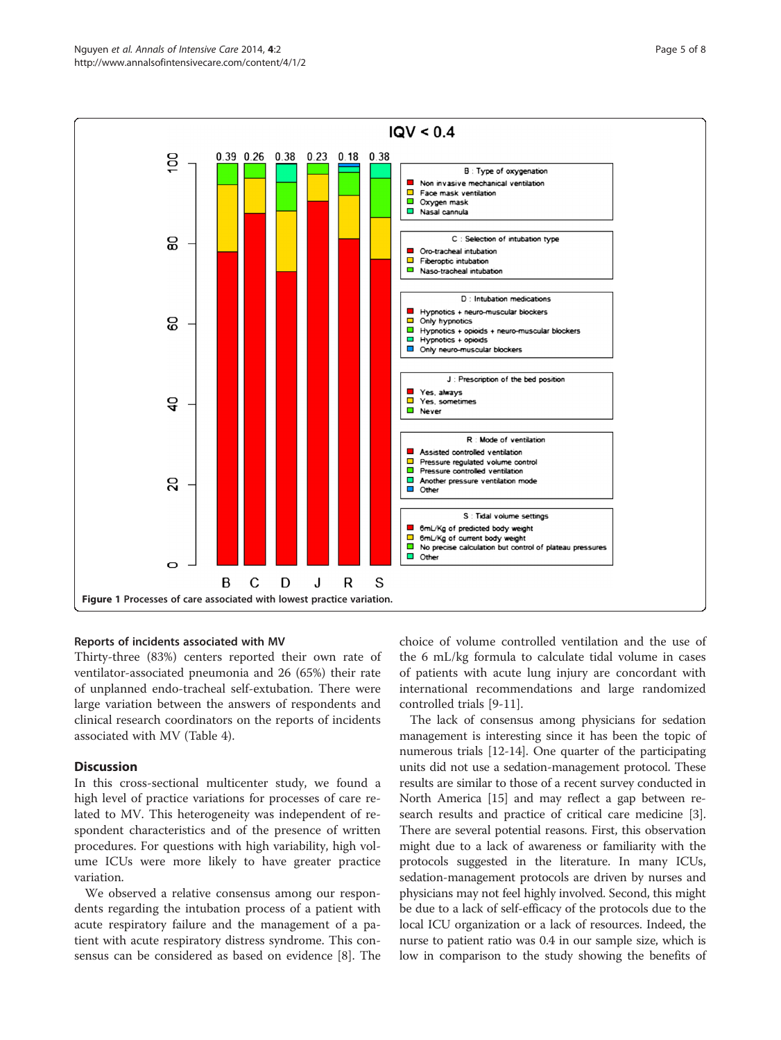Figure 1 Processes of care associated with lowest practice variation.

### Reports of incidents associated with MV

Thirty-three (83%) centers reported their own rate of ventilator-associated pneumonia and 26 (65%) their rate of unplanned endo-tracheal self-extubation. There were large variation between the answers of respondents and clinical research coordinators on the reports of incidents associated with MV (Table 4).

## Discussion

In this cross-sectional multicenter study, we found a high level of practice variations for processes of care related to MV. This heterogeneity was independent of respondent characteristics and of the presence of written procedures. For questions with high variability, high volume ICUs were more likely to have greater practice variation.

We observed a relative consensus among our respondents regarding the intubation process of a patient with acute respiratory failure and the management of a patient with acute respiratory distress syndrome. This consensus can be considered as based on evidence [8]. The choice of volume controlled ventilation and the use of the 6 mL/kg formula to calculate tidal volume in cases of patients with acute lung injury are concordant with international recommendations and large randomized controlled trials [9-11].

The lack of consensus among physicians for sedation management is interesting since it has been the topic of numerous trials [12-14]. One quarter of the participating units did not use a sedation-management protocol. These results are similar to those of a recent survey conducted in North America [15] and may reflect a gap between research results and practice of critical care medicine [3]. There are several potential reasons. First, this observation might due to a lack of awareness or familiarity with the protocols suggested in the literature. In many ICUs, sedation-management protocols are driven by nurses and physicians may not feel highly involved. Second, this might be due to a lack of self-efficacy of the protocols due to the local ICU organization or a lack of resources. Indeed, the nurse to patient ratio was 0.4 in our sample size, which is low in comparison to the study showing the benefits of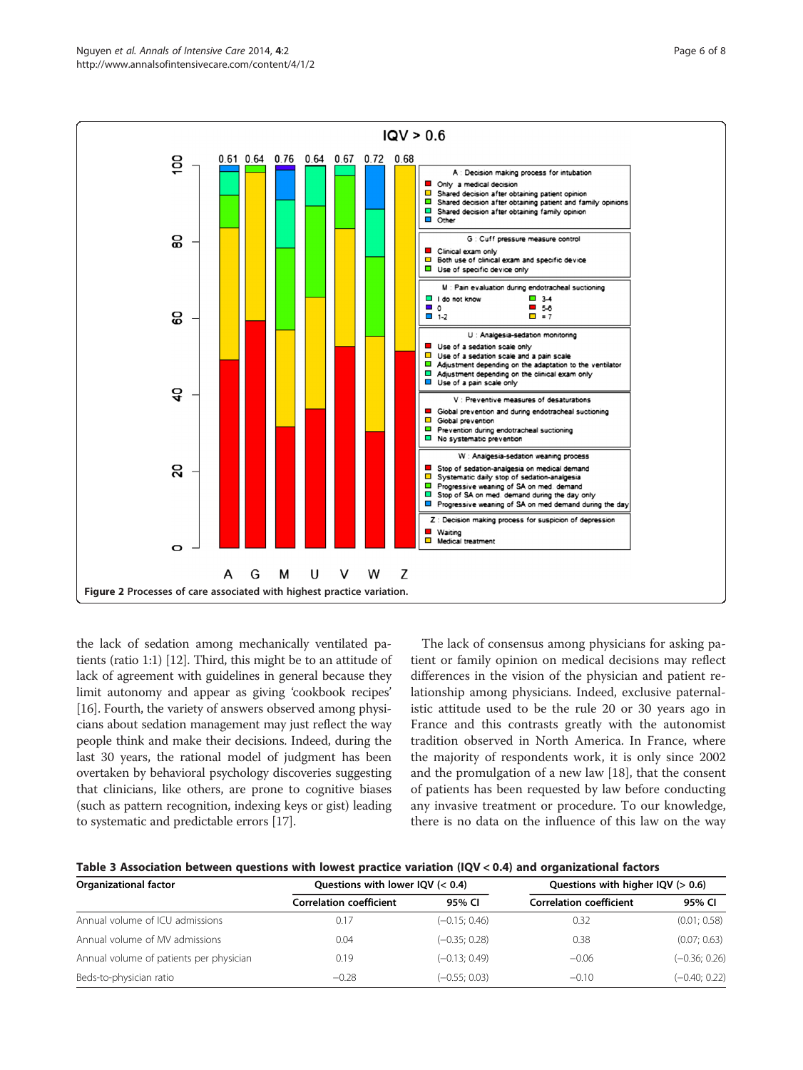Figure 2 Processes of care associated with highest practice variation.

the lack of sedation among mechanically ventilated patients (ratio 1:1) [12]. Third, this might be to an attitude of lack of agreement with guidelines in general because they limit autonomy and appear as giving 'cookbook recipes' [16]. Fourth, the variety of answers observed among physicians about sedation management may just reflect the way people think and make their decisions. Indeed, during the last 30 years, the rational model of judgment has been overtaken by behavioral psychology discoveries suggesting that clinicians, like others, are prone to cognitive biases (such as pattern recognition, indexing keys or gist) leading to systematic and predictable errors [17].

The lack of consensus among physicians for asking patient or family opinion on medical decisions may reflect differences in the vision of the physician and patient relationship among physicians. Indeed, exclusive paternalistic attitude used to be the rule 20 or 30 years ago in France and this contrasts greatly with the autonomist tradition observed in North America. In France, where the majority of respondents work, it is only since 2002 and the promulgation of a new law [18], that the consent of patients has been requested by law before conducting any invasive treatment or procedure. To our knowledge, there is no data on the influence of this law on the way

**Table 3 Association between questions with lowest practice variation (IQV < 0.4) and organizational factors**

| Organizational factor | Questions with lower IQV (< 0.4) | | Questions with higher IQV (> 0.6) | |
|---|---|---|---|---|
| | Correlation coefficient | 95% CI | Correlation coefficient | 95% CI |
| Annual volume of ICU admissions | 0.17 | (−0.15; 0.46) | 0.32 | (0.01; 0.58) |
| Annual volume of MV admissions | 0.04 | (−0.35; 0.28) | 0.38 | (0.07; 0.63) |
| Annual volume of patients per physician | 0.19 | (−0.13; 0.49) | −0.06 | (−0.36; 0.26) |
| Beds-to-physician ratio | −0.28 | (−0.55; 0.03) | −0.10 | (−0.40; 0.22) |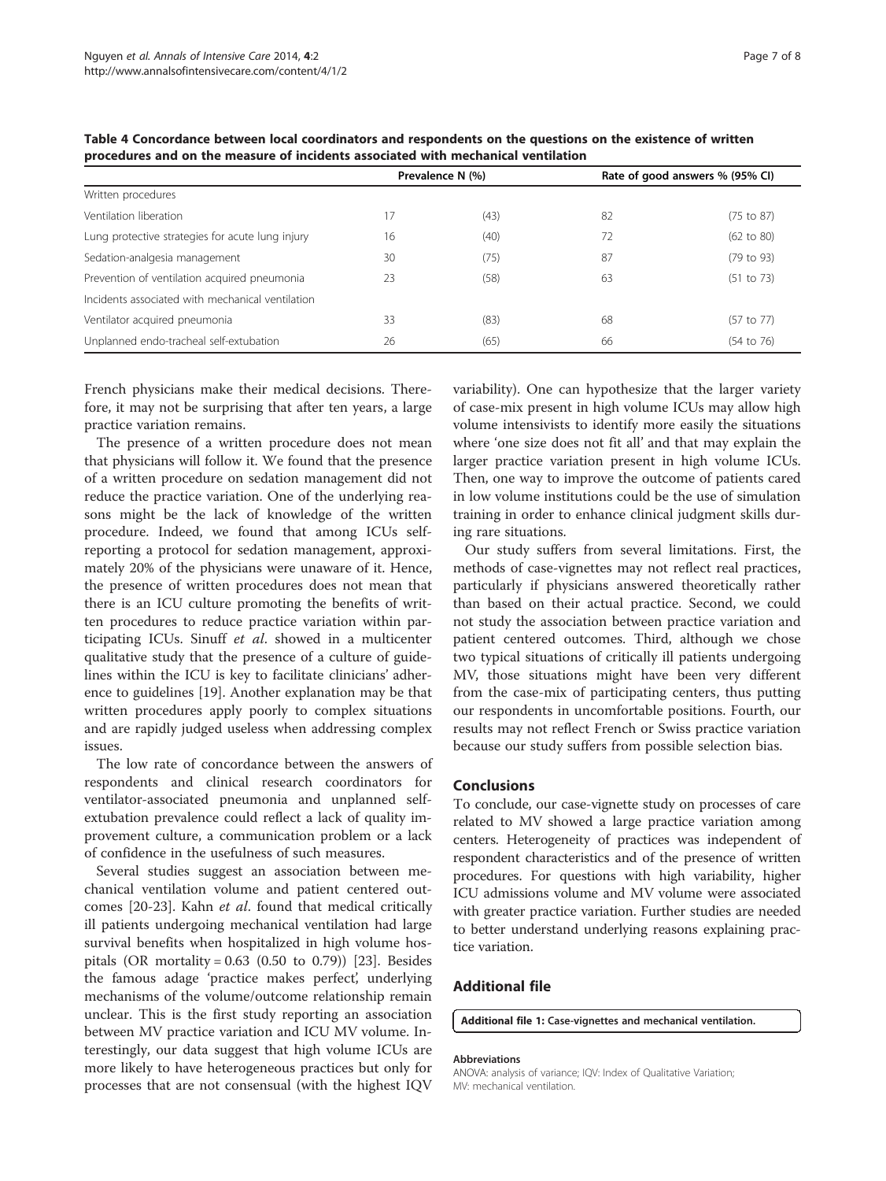**Table 4 Concordance between local coordinators and respondents on the questions on the existence of written procedures and on the measure of incidents associated with mechanical ventilation**

| | Prevalence N (%) | | Rate of good answers % (95% CI) | |
|---|---|---|---|---|
| Written procedures | | | | |
| Ventilation liberation | 17 | (43) | 82 | (75 to 87) |
| Lung protective strategies for acute lung injury | 16 | (40) | 72 | (62 to 80) |
| Sedation-analgesia management | 30 | (75) | 87 | (79 to 93) |
| Prevention of ventilation acquired pneumonia | 23 | (58) | 63 | (51 to 73) |
| Incidents associated with mechanical ventilation | | | | |
| Ventilator acquired pneumonia | 33 | (83) | 68 | (57 to 77) |
| Unplanned endo-tracheal self-extubation | 26 | (65) | 66 | (54 to 76) |

French physicians make their medical decisions. Therefore, it may not be surprising that after ten years, a large practice variation remains.

The presence of a written procedure does not mean that physicians will follow it. We found that the presence of a written procedure on sedation management did not reduce the practice variation. One of the underlying reasons might be the lack of knowledge of the written procedure. Indeed, we found that among ICUs self-reporting a protocol for sedation management, approximately 20% of the physicians were unaware of it. Hence, the presence of written procedures does not mean that there is an ICU culture promoting the benefits of written procedures to reduce practice variation within participating ICUs. Sinuff *et al*. showed in a multicenter qualitative study that the presence of a culture of guidelines within the ICU is key to facilitate clinicians' adherence to guidelines [19]. Another explanation may be that written procedures apply poorly to complex situations and are rapidly judged useless when addressing complex issues.

The low rate of concordance between the answers of respondents and clinical research coordinators for ventilator-associated pneumonia and unplanned self-extubation prevalence could reflect a lack of quality improvement culture, a communication problem or a lack of confidence in the usefulness of such measures.

Several studies suggest an association between mechanical ventilation volume and patient centered outcomes [20-23]. Kahn *et al*. found that medical critically ill patients undergoing mechanical ventilation had large survival benefits when hospitalized in high volume hospitals (OR mortality = 0.63 (0.50 to 0.79)) [23]. Besides the famous adage 'practice makes perfect', underlying mechanisms of the volume/outcome relationship remain unclear. This is the first study reporting an association between MV practice variation and ICU MV volume. Interestingly, our data suggest that high volume ICUs are more likely to have heterogeneous practices but only for processes that are not consensual (with the highest IQV variability). One can hypothesize that the larger variety of case-mix present in high volume ICUs may allow high volume intensivists to identify more easily the situations where 'one size does not fit all' and that may explain the larger practice variation present in high volume ICUs. Then, one way to improve the outcome of patients cared in low volume institutions could be the use of simulation training in order to enhance clinical judgment skills during rare situations.

Our study suffers from several limitations. First, the methods of case-vignettes may not reflect real practices, particularly if physicians answered theoretically rather than based on their actual practice. Second, we could not study the association between practice variation and patient centered outcomes. Third, although we chose two typical situations of critically ill patients undergoing MV, those situations might have been very different from the case-mix of participating centers, thus putting our respondents in uncomfortable positions. Fourth, our results may not reflect French or Swiss practice variation because our study suffers from possible selection bias.

## Conclusions

To conclude, our case-vignette study on processes of care related to MV showed a large practice variation among centers. Heterogeneity of practices was independent of respondent characteristics and of the presence of written procedures. For questions with high variability, higher ICU admissions volume and MV volume were associated with greater practice variation. Further studies are needed to better understand underlying reasons explaining practice variation.

## Additional file

**Additional file 1: Case-vignettes and mechanical ventilation.**

**Abbreviations**

ANOVA: analysis of variance; IQV: Index of Qualitative Variation; MV: mechanical ventilation.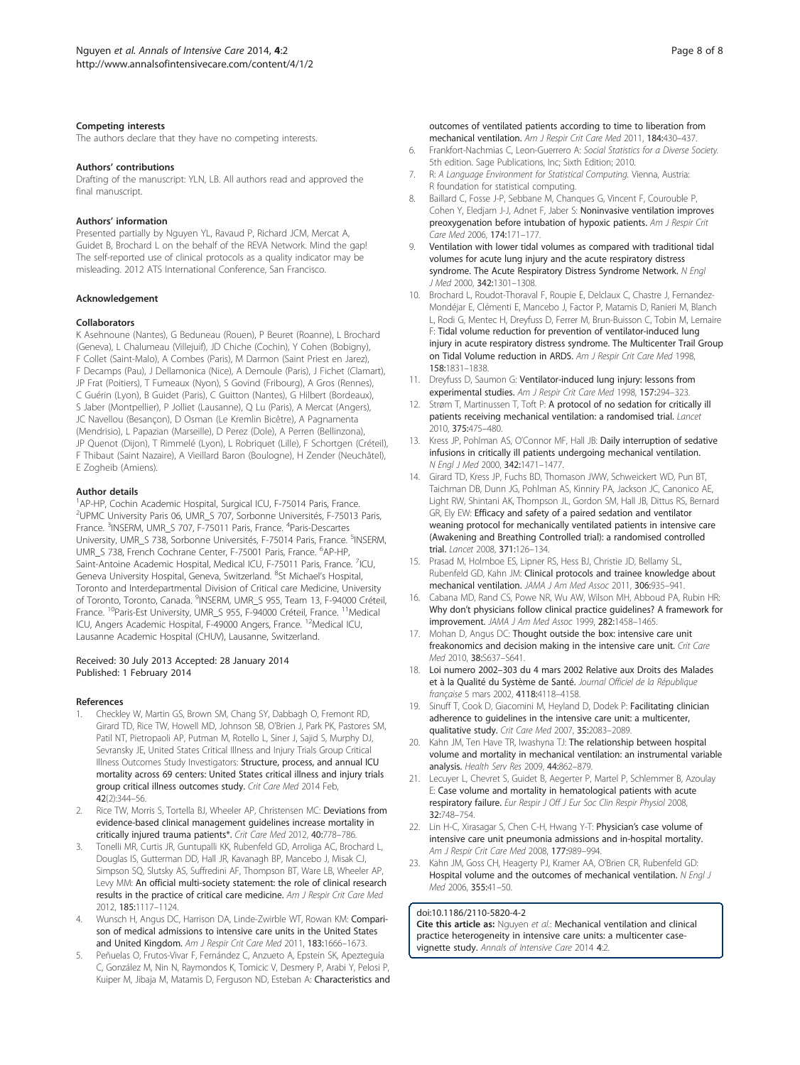### Competing interests

The authors declare that they have no competing interests.

### Authors' contributions

Drafting of the manuscript: YLN, LB. All authors read and approved the final manuscript.

### Authors' information

Presented partially by Nguyen YL, Ravaud P, Richard JCM, Mercat A, Guidet B, Brochard L on the behalf of the REVA Network. Mind the gap! The self-reported use of clinical protocols as a quality indicator may be misleading. 2012 ATS International Conference, San Francisco.

### Acknowledgement

### Collaborators

K Asehnoune (Nantes), G Beduneau (Rouen), P Beuret (Roanne), L Brochard (Geneva), L Chalumeau (Villejuif), JD Chiche (Cochin), Y Cohen (Bobigny), F Collet (Saint-Malo), A Combes (Paris), M Darmon (Saint Priest en Jarez), F Decamps (Pau), J Dellamonica (Nice), A Demoule (Paris), J Fichet (Clamart), JP Frat (Poitiers), T Fumeaux (Nyon), S Govind (Fribourg), A Gros (Rennes), C Guérin (Lyon), B Guidet (Paris), C Guitton (Nantes), G Hilbert (Bordeaux), S Jaber (Montpellier), P Jolliet (Lausanne), Q Lu (Paris), A Mercat (Angers), JC Navellou (Besançon), D Osman (Le Kremlin Bicêtre), A Pagnamenta (Mendrisio), L Papazian (Marseille), D Perez (Dole), A Perren (Bellinzona), JP Quenot (Dijon), T Rimmelé (Lyon), L Robriquet (Lille), F Schortgen (Créteil), F Thibaut (Saint Nazaire), A Vieillard Baron (Boulogne), H Zender (Neuchâtel), E Zogheib (Amiens).

### Author details

[1]AP-HP, Cochin Academic Hospital, Surgical ICU, F-75014 Paris, France. [2]UPMC University Paris 06, UMR_S 707, Sorbonne Universités, F-75013 Paris, France. [3]INSERM, UMR_S 707, F-75011 Paris, France. [4]Paris-Descartes University, UMR_S 738, Sorbonne Universités, F-75014 Paris, France. [5]INSERM, UMR_S 738, French Cochrane Center, F-75001 Paris, France. [6]AP-HP, Saint-Antoine Academic Hospital, Medical ICU, F-75011 Paris, France. [7]ICU, Geneva University Hospital, Geneva, Switzerland. [8]St Michael's Hospital, Toronto and Interdepartmental Division of Critical care Medicine, University of Toronto, Toronto, Canada. [9]INSERM, UMR_S 955, Team 13, F-94000 Créteil, France. [10]Paris-Est University, UMR_S 955, F-94000 Créteil, France. [11]Medical ICU, Angers Academic Hospital, F-49000 Angers, France. [12]Medical ICU, Lausanne Academic Hospital (CHUV), Lausanne, Switzerland.

Received: 30 July 2013 Accepted: 28 January 2014
Published: 1 February 2014

### References

1. Checkley W, Martin GS, Brown SM, Chang SY, Dabbagh O, Fremont RD, Girard TD, Rice TW, Howell MD, Johnson SB, O'Brien J, Park PK, Pastores SM, Patil NT, Pietropaoli AP, Putman M, Rotello L, Siner J, Sajid S, Murphy DJ, Sevransky JE, United States Critical Illness and Injury Trials Group Critical Illness Outcomes Study Investigators: **Structure, process, and annual ICU mortality across 69 centers: United States critical illness and injury trials group critical illness outcomes study.** *Crit Care Med* 2014 Feb, **42**(2):344–56.
2. Rice TW, Morris S, Tortella BJ, Wheeler AP, Christensen MC: **Deviations from evidence-based clinical management guidelines increase mortality in critically injured trauma patients\*.** *Crit Care Med* 2012, **40**:778–786.
3. Tonelli MR, Curtis JR, Guntupalli KK, Rubenfeld GD, Arroliga AC, Brochard L, Douglas IS, Gutterman DD, Hall JR, Kavanagh BP, Mancebo J, Misak CJ, Simpson SQ, Slutsky AS, Suffredini AF, Thompson BT, Ware LB, Wheeler AP, Levy MM: **An official multi-society statement: the role of clinical research results in the practice of critical care medicine.** *Am J Respir Crit Care Med* 2012, **185**:1117–1124.
4. Wunsch H, Angus DC, Harrison DA, Linde-Zwirble WT, Rowan KM: **Comparison of medical admissions to intensive care units in the United States and United Kingdom.** *Am J Respir Crit Care Med* 2011, **183**:1666–1673.
5. Peñuelas O, Frutos-Vivar F, Fernández C, Anzueto A, Epstein SK, Apezteguía C, González M, Nin N, Raymondos K, Tomicic V, Desmery P, Arabi Y, Pelosi P, Kuiper M, Jibaja M, Matamis D, Ferguson ND, Esteban A: **Characteristics and outcomes of ventilated patients according to time to liberation from mechanical ventilation.** *Am J Respir Crit Care Med* 2011, **184**:430–437.
6. Frankfort-Nachmias C, Leon-Guerrero A: *Social Statistics for a Diverse Society.* 5th edition. Sage Publications, Inc; Sixth Edition; 2010.
7. R: *A Language Environment for Statistical Computing.* Vienna, Austria: R foundation for statistical computing.
8. Baillard C, Fosse J-P, Sebbane M, Chanques G, Vincent F, Courouble P, Cohen Y, Eledjam J-J, Adnet F, Jaber S: **Noninvasive ventilation improves preoxygenation before intubation of hypoxic patients.** *Am J Respir Crit Care Med* 2006, **174**:171–177.
9. **Ventilation with lower tidal volumes as compared with traditional tidal volumes for acute lung injury and the acute respiratory distress syndrome. The Acute Respiratory Distress Syndrome Network.** *N Engl J Med* 2000, **342**:1301–1308.
10. Brochard L, Roudot-Thoraval F, Roupie E, Delclaux C, Chastre J, Fernandez-Mondéjar E, Clémenti E, Mancebo J, Factor P, Matamis D, Ranieri M, Blanch L, Rodi G, Mentec H, Dreyfuss D, Ferrer M, Brun-Buisson C, Tobin M, Lemaire F: **Tidal volume reduction for prevention of ventilator-induced lung injury in acute respiratory distress syndrome. The Multicenter Trail Group on Tidal Volume reduction in ARDS.** *Am J Respir Crit Care Med* 1998, **158**:1831–1838.
11. Dreyfuss D, Saumon G: **Ventilator-induced lung injury: lessons from experimental studies.** *Am J Respir Crit Care Med* 1998, **157**:294–323.
12. Strøm T, Martinussen T, Toft P: **A protocol of no sedation for critically ill patients receiving mechanical ventilation: a randomised trial.** *Lancet* 2010, **375**:475–480.
13. Kress JP, Pohlman AS, O'Connor MF, Hall JB: **Daily interruption of sedative infusions in critically ill patients undergoing mechanical ventilation.** *N Engl J Med* 2000, **342**:1471–1477.
14. Girard TD, Kress JP, Fuchs BD, Thomason JWW, Schweickert WD, Pun BT, Taichman DB, Dunn JG, Pohlman AS, Kinniry PA, Jackson JC, Canonico AE, Light RW, Shintani AK, Thompson JL, Gordon SM, Hall JB, Dittus RS, Bernard GR, Ely EW: **Efficacy and safety of a paired sedation and ventilator weaning protocol for mechanically ventilated patients in intensive care (Awakening and Breathing Controlled trial): a randomised controlled trial.** *Lancet* 2008, **371**:126–134.
15. Prasad M, Holmboe ES, Lipner RS, Hess BJ, Christie JD, Bellamy SL, Rubenfeld GD, Kahn JM: **Clinical protocols and trainee knowledge about mechanical ventilation.** *JAMA J Am Med Assoc* 2011, **306**:935–941.
16. Cabana MD, Rand CS, Powe NR, Wu AW, Wilson MH, Abboud PA, Rubin HR: **Why don't physicians follow clinical practice guidelines? A framework for improvement.** *JAMA J Am Med Assoc* 1999, **282**:1458–1465.
17. Mohan D, Angus DC: **Thought outside the box: intensive care unit freakonomics and decision making in the intensive care unit.** *Crit Care Med* 2010, **38**:S637–S641.
18. **Loi numero 2002–303 du 4 mars 2002 Relative aux Droits des Malades et à la Qualité du Système de Santé.** *Journal Officiel de la République française* 5 mars 2002, **4118**:4118–4158.
19. Sinuff T, Cook D, Giacomini M, Heyland D, Dodek P: **Facilitating clinician adherence to guidelines in the intensive care unit: a multicenter, qualitative study.** *Crit Care Med* 2007, **35**:2083–2089.
20. Kahn JM, Ten Have TR, Iwashyna TJ: **The relationship between hospital volume and mortality in mechanical ventilation: an instrumental variable analysis.** *Health Serv Res* 2009, **44**:862–879.
21. Lecuyer L, Chevret S, Guidet B, Aegerter P, Martel P, Schlemmer B, Azoulay E: **Case volume and mortality in hematological patients with acute respiratory failure.** *Eur Respir J Off J Eur Soc Clin Respir Physiol* 2008, **32**:748–754.
22. Lin H-C, Xirasagar S, Chen C-H, Hwang Y-T: **Physician's case volume of intensive care unit pneumonia admissions and in-hospital mortality.** *Am J Respir Crit Care Med* 2008, **177**:989–994.
23. Kahn JM, Goss CH, Heagerty PJ, Kramer AA, O'Brien CR, Rubenfeld GD: **Hospital volume and the outcomes of mechanical ventilation.** *N Engl J Med* 2006, **355**:41–50.

doi:10.1186/2110-5820-4-2

**Cite this article as:** Nguyen *et al.*: Mechanical ventilation and clinical practice heterogeneity in intensive care units: a multicenter case-vignette study. *Annals of Intensive Care* 2014 **4**:2.